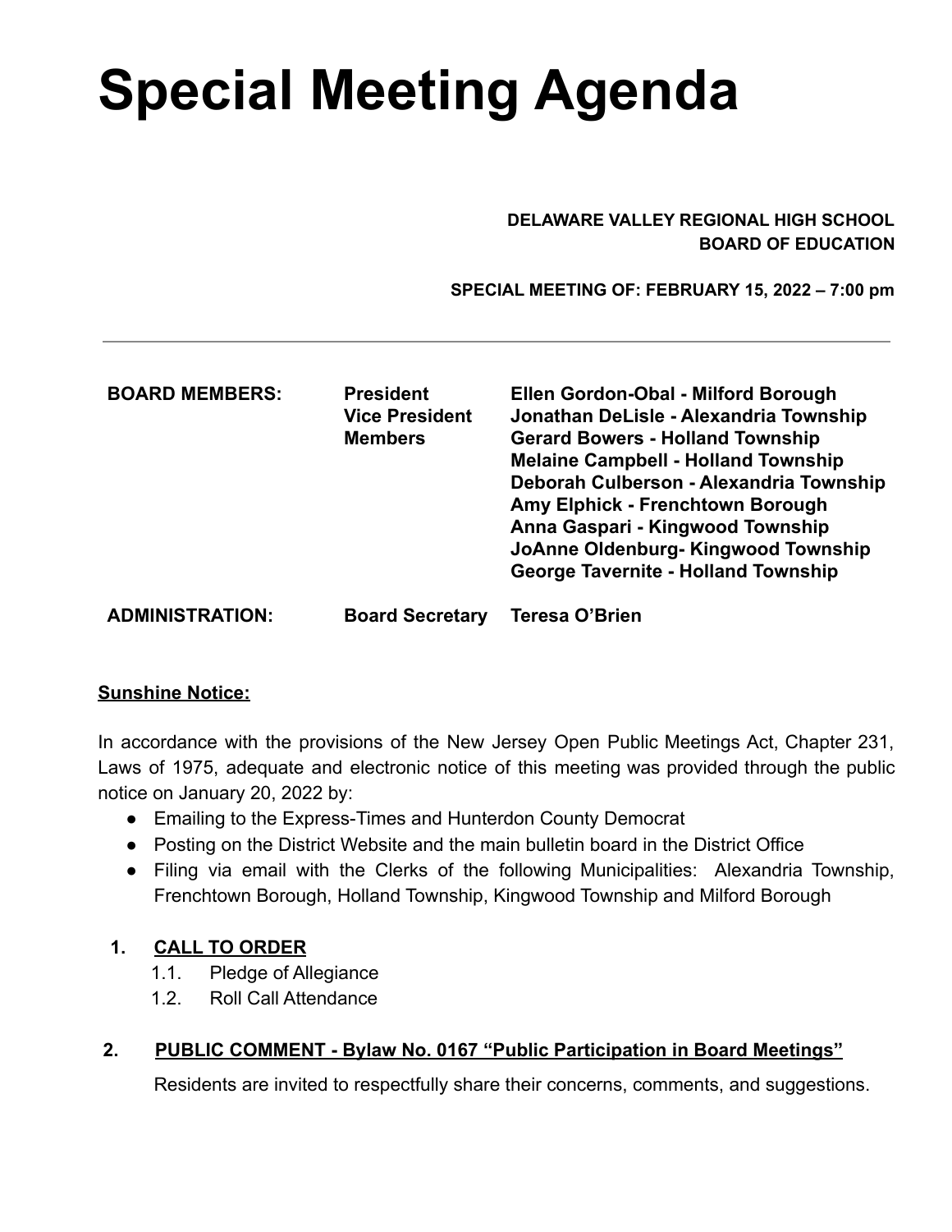# Special Meeting Agenda

**DELAWARE VALLEY REGIONAL HIGH SCHOOL**
**BOARD OF EDUCATION**

**SPECIAL MEETING OF: FEBRUARY 15, 2022 – 7:00 pm**

---

| | | |
|---|---|---|
| **BOARD MEMBERS:** | **President** | **Ellen Gordon-Obal - Milford Borough** |
| | **Vice President** | **Jonathan DeLisle - Alexandria Township** |
| | **Members** | **Gerard Bowers - Holland Township** |
| | | **Melaine Campbell - Holland Township** |
| | | **Deborah Culberson - Alexandria Township** |
| | | **Amy Elphick - Frenchtown Borough** |
| | | **Anna Gaspari - Kingwood Township** |
| | | **JoAnne Oldenburg- Kingwood Township** |
| | | **George Tavernite - Holland Township** |
| **ADMINISTRATION:** | **Board Secretary** | **Teresa O'Brien** |

**Sunshine Notice:**

In accordance with the provisions of the New Jersey Open Public Meetings Act, Chapter 231, Laws of 1975, adequate and electronic notice of this meeting was provided through the public notice on January 20, 2022 by:

- Emailing to the Express-Times and Hunterdon County Democrat
- Posting on the District Website and the main bulletin board in the District Office
- Filing via email with the Clerks of the following Municipalities: Alexandria Township, Frenchtown Borough, Holland Township, Kingwood Township and Milford Borough

1. **CALL TO ORDER**
   1.1. Pledge of Allegiance
   1.2. Roll Call Attendance

2. **PUBLIC COMMENT - Bylaw No. 0167 "Public Participation in Board Meetings"**

   Residents are invited to respectfully share their concerns, comments, and suggestions.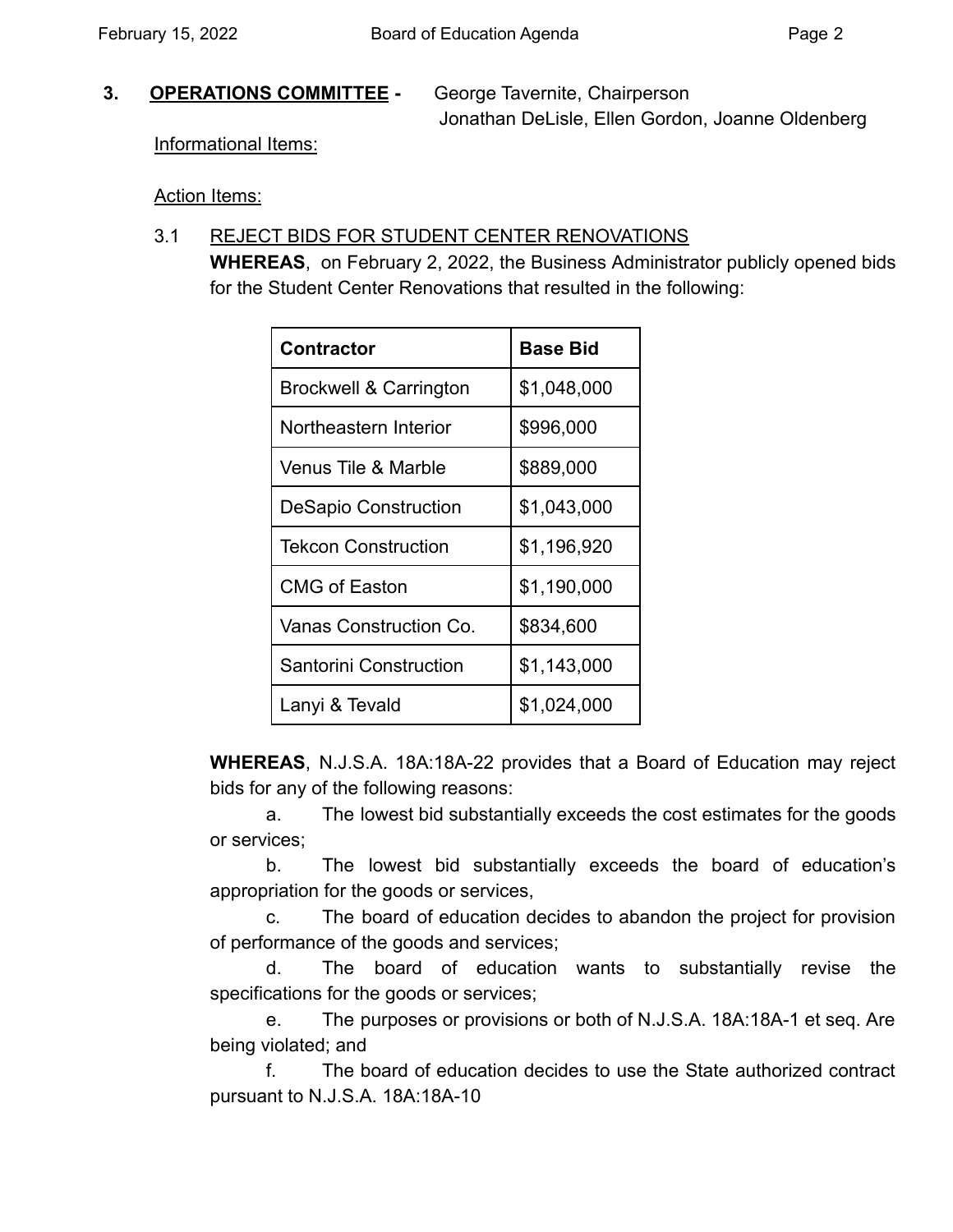## 3. **OPERATIONS COMMITTEE** - George Tavernite, Chairperson
Jonathan DeLisle, Ellen Gordon, Joanne Oldenberg

Informational Items:

Action Items:

3.1 REJECT BIDS FOR STUDENT CENTER RENOVATIONS

**WHEREAS**, on February 2, 2022, the Business Administrator publicly opened bids for the Student Center Renovations that resulted in the following:

| Contractor | Base Bid |
|---|---|
| Brockwell & Carrington | $1,048,000 |
| Northeastern Interior | $996,000 |
| Venus Tile & Marble | $889,000 |
| DeSapio Construction | $1,043,000 |
| Tekcon Construction | $1,196,920 |
| CMG of Easton | $1,190,000 |
| Vanas Construction Co. | $834,600 |
| Santorini Construction | $1,143,000 |
| Lanyi & Tevald | $1,024,000 |

**WHEREAS**, N.J.S.A. 18A:18A-22 provides that a Board of Education may reject bids for any of the following reasons:

a. The lowest bid substantially exceeds the cost estimates for the goods or services;

b. The lowest bid substantially exceeds the board of education's appropriation for the goods or services,

c. The board of education decides to abandon the project for provision of performance of the goods and services;

d. The board of education wants to substantially revise the specifications for the goods or services;

e. The purposes or provisions or both of N.J.S.A. 18A:18A-1 et seq. Are being violated; and

f. The board of education decides to use the State authorized contract pursuant to N.J.S.A. 18A:18A-10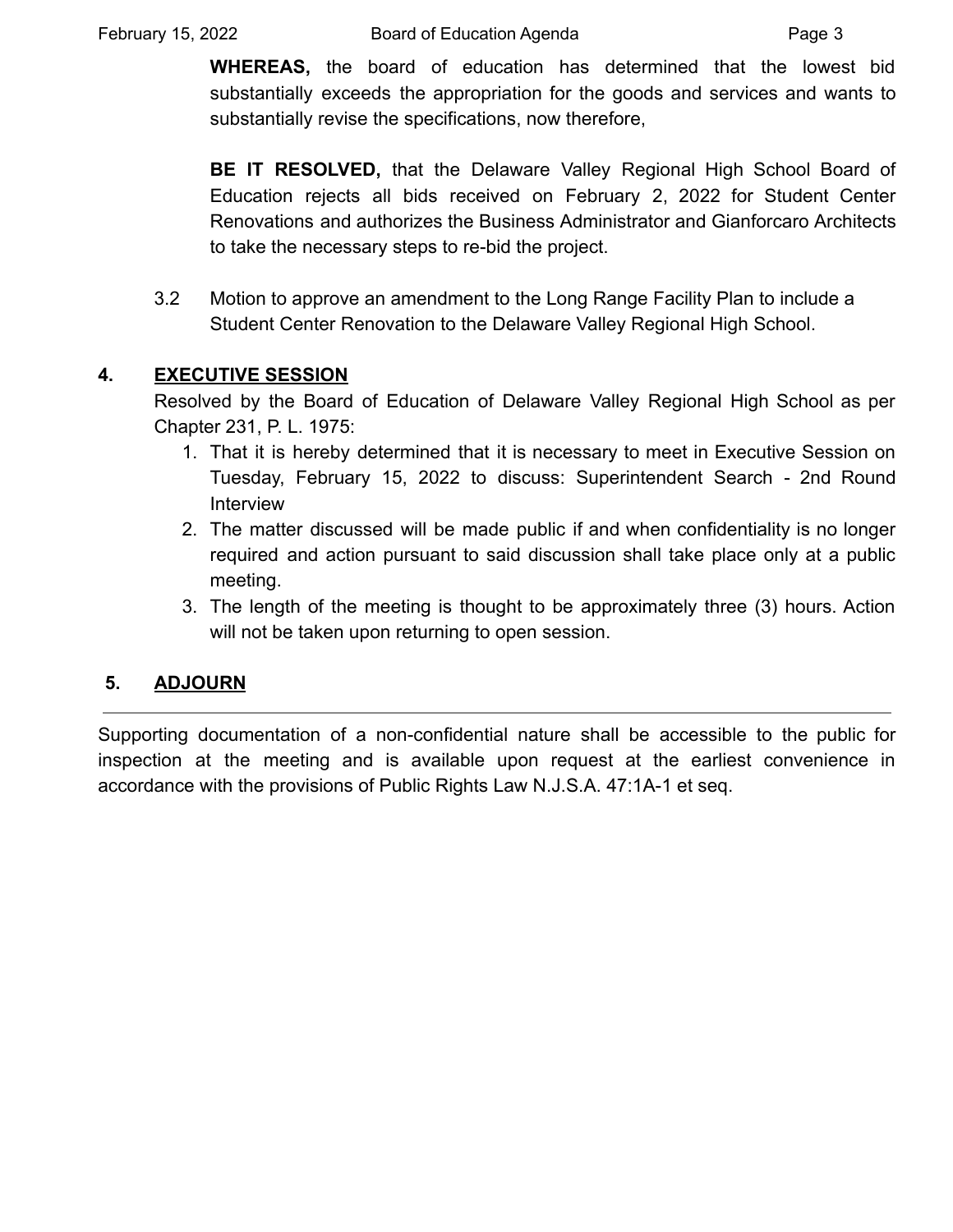**WHEREAS,** the board of education has determined that the lowest bid substantially exceeds the appropriation for the goods and services and wants to substantially revise the specifications, now therefore,

**BE IT RESOLVED,** that the Delaware Valley Regional High School Board of Education rejects all bids received on February 2, 2022 for Student Center Renovations and authorizes the Business Administrator and Gianforcaro Architects to take the necessary steps to re-bid the project.

3.2 Motion to approve an amendment to the Long Range Facility Plan to include a Student Center Renovation to the Delaware Valley Regional High School.

## 4. EXECUTIVE SESSION

Resolved by the Board of Education of Delaware Valley Regional High School as per Chapter 231, P. L. 1975:

1. That it is hereby determined that it is necessary to meet in Executive Session on Tuesday, February 15, 2022 to discuss: Superintendent Search - 2nd Round Interview
2. The matter discussed will be made public if and when confidentiality is no longer required and action pursuant to said discussion shall take place only at a public meeting.
3. The length of the meeting is thought to be approximately three (3) hours. Action will not be taken upon returning to open session.

## 5. ADJOURN

---

Supporting documentation of a non-confidential nature shall be accessible to the public for inspection at the meeting and is available upon request at the earliest convenience in accordance with the provisions of Public Rights Law N.J.S.A. 47:1A-1 et seq.